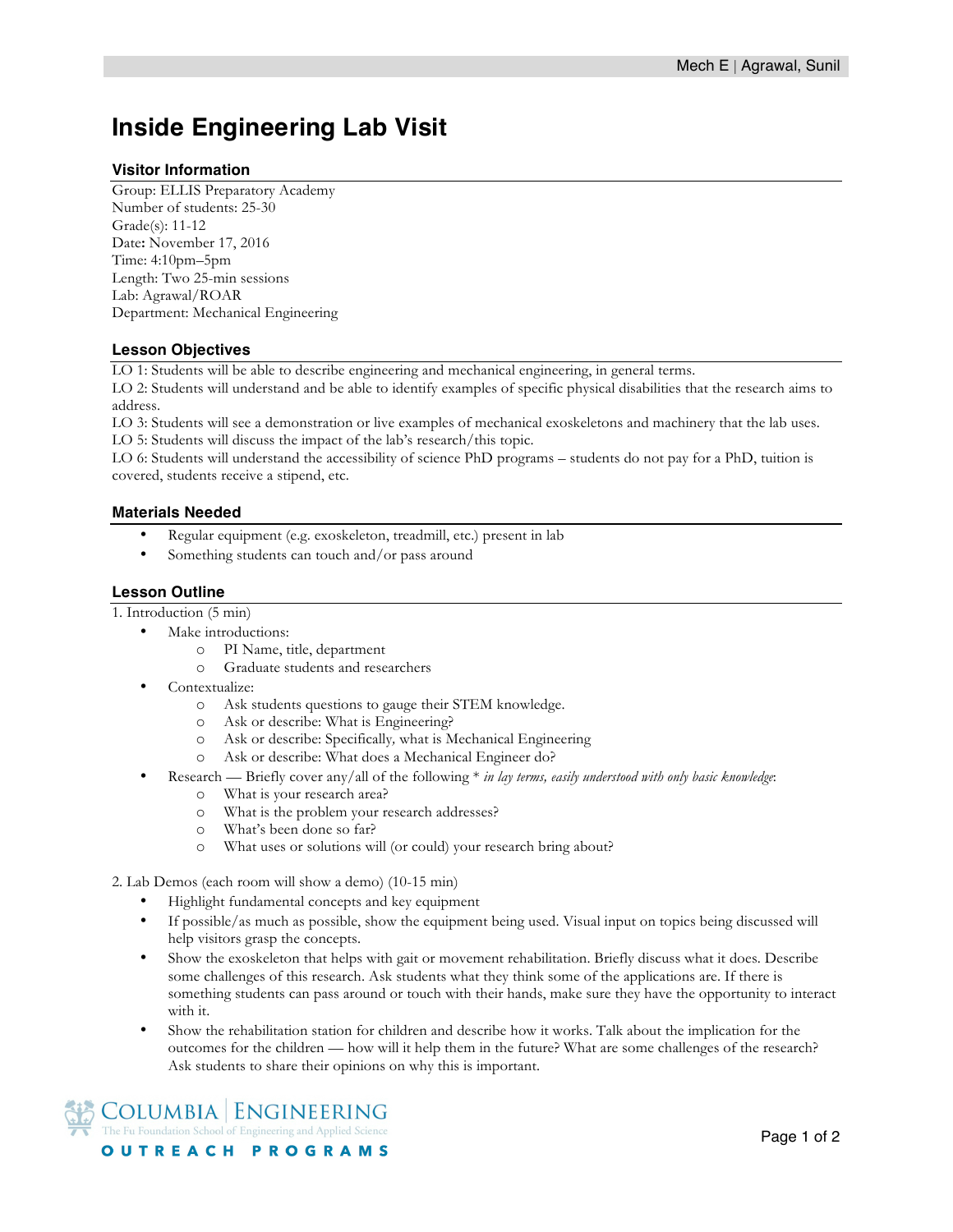# Inside Engineering Lab Visit

## Visitor Information

Group: ELLIS Preparatory Academy
Number of students: 25-30
Grade(s): 11-12
Date: November 17, 2016
Time: 4:10pm–5pm
Length: Two 25-min sessions
Lab: Agrawal/ROAR
Department: Mechanical Engineering

## Lesson Objectives

LO 1: Students will be able to describe engineering and mechanical engineering, in general terms.
LO 2: Students will understand and be able to identify examples of specific physical disabilities that the research aims to address.
LO 3: Students will see a demonstration or live examples of mechanical exoskeletons and machinery that the lab uses.
LO 5: Students will discuss the impact of the lab's research/this topic.
LO 6: Students will understand the accessibility of science PhD programs – students do not pay for a PhD, tuition is covered, students receive a stipend, etc.

## Materials Needed

- Regular equipment (e.g. exoskeleton, treadmill, etc.) present in lab
- Something students can touch and/or pass around

## Lesson Outline

1. Introduction (5 min)
   - Make introductions:
     - PI Name, title, department
     - Graduate students and researchers
   - Contextualize:
     - Ask students questions to gauge their STEM knowledge.
     - Ask or describe: What is Engineering?
     - Ask or describe: Specifically, what is Mechanical Engineering
     - Ask or describe: What does a Mechanical Engineer do?
   - Research — Briefly cover any/all of the following * *in lay terms, easily understood with only basic knowledge*:
     - What is your research area?
     - What is the problem your research addresses?
     - What's been done so far?
     - What uses or solutions will (or could) your research bring about?

2. Lab Demos (each room will show a demo) (10-15 min)
   - Highlight fundamental concepts and key equipment
   - If possible/as much as possible, show the equipment being used. Visual input on topics being discussed will help visitors grasp the concepts.
   - Show the exoskeleton that helps with gait or movement rehabilitation. Briefly discuss what it does. Describe some challenges of this research. Ask students what they think some of the applications are. If there is something students can pass around or touch with their hands, make sure they have the opportunity to interact with it.
   - Show the rehabilitation station for children and describe how it works. Talk about the implication for the outcomes for the children — how will it help them in the future? What are some challenges of the research? Ask students to share their opinions on why this is important.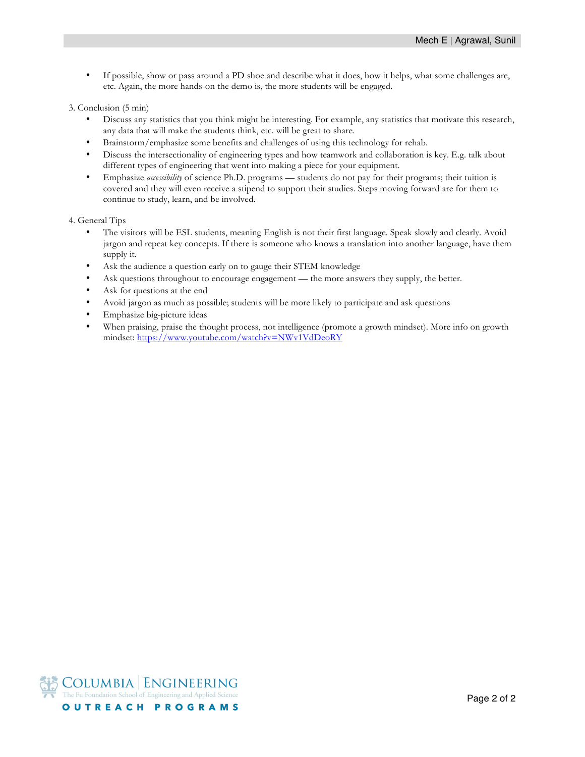- If possible, show or pass around a PD shoe and describe what it does, how it helps, what some challenges are, etc. Again, the more hands-on the demo is, the more students will be engaged.

3. Conclusion (5 min)
    - Discuss any statistics that you think might be interesting. For example, any statistics that motivate this research, any data that will make the students think, etc. will be great to share.
    - Brainstorm/emphasize some benefits and challenges of using this technology for rehab.
    - Discuss the intersectionality of engineering types and how teamwork and collaboration is key. E.g. talk about different types of engineering that went into making a piece for your equipment.
    - Emphasize *accessibility* of science Ph.D. programs — students do not pay for their programs; their tuition is covered and they will even receive a stipend to support their studies. Steps moving forward are for them to continue to study, learn, and be involved.

4. General Tips
    - The visitors will be ESL students, meaning English is not their first language. Speak slowly and clearly. Avoid jargon and repeat key concepts. If there is someone who knows a translation into another language, have them supply it.
    - Ask the audience a question early on to gauge their STEM knowledge
    - Ask questions throughout to encourage engagement — the more answers they supply, the better.
    - Ask for questions at the end
    - Avoid jargon as much as possible; students will be more likely to participate and ask questions
    - Emphasize big-picture ideas
    - When praising, praise the thought process, not intelligence (promote a growth mindset). More info on growth mindset: https://www.youtube.com/watch?v=NWv1VdDeoRY